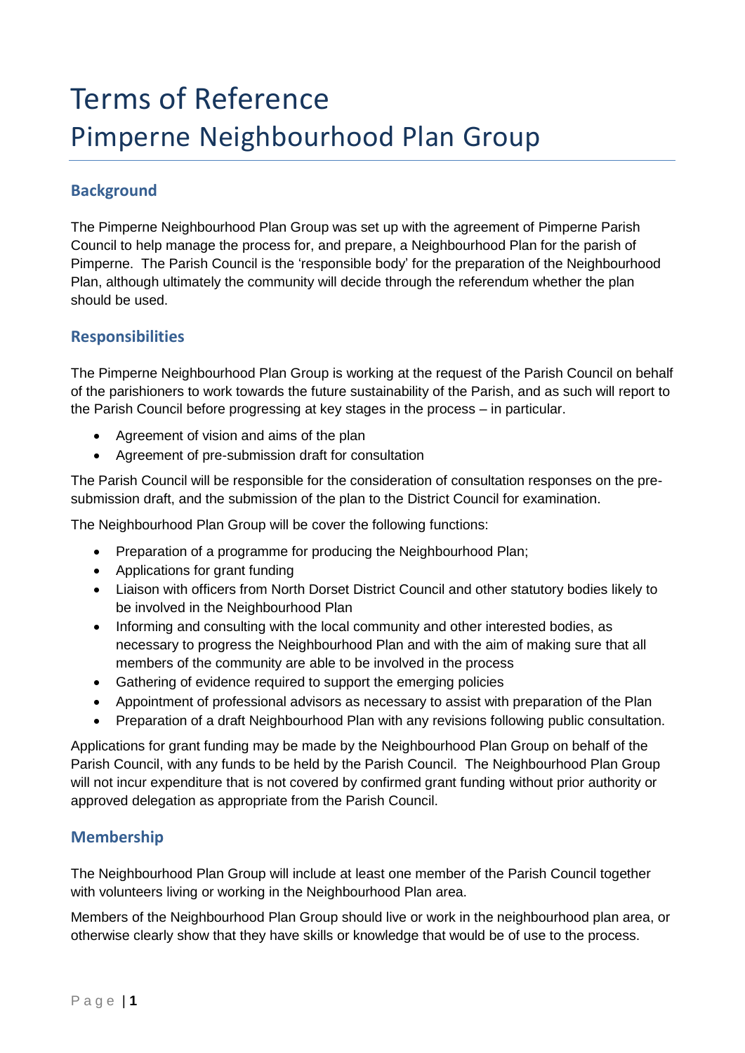# Terms of Reference
# Pimperne Neighbourhood Plan Group

## Background

The Pimperne Neighbourhood Plan Group was set up with the agreement of Pimperne Parish Council to help manage the process for, and prepare, a Neighbourhood Plan for the parish of Pimperne. The Parish Council is the 'responsible body' for the preparation of the Neighbourhood Plan, although ultimately the community will decide through the referendum whether the plan should be used.

## Responsibilities

The Pimperne Neighbourhood Plan Group is working at the request of the Parish Council on behalf of the parishioners to work towards the future sustainability of the Parish, and as such will report to the Parish Council before progressing at key stages in the process – in particular.

- Agreement of vision and aims of the plan
- Agreement of pre-submission draft for consultation

The Parish Council will be responsible for the consideration of consultation responses on the pre-submission draft, and the submission of the plan to the District Council for examination.

The Neighbourhood Plan Group will be cover the following functions:

- Preparation of a programme for producing the Neighbourhood Plan;
- Applications for grant funding
- Liaison with officers from North Dorset District Council and other statutory bodies likely to be involved in the Neighbourhood Plan
- Informing and consulting with the local community and other interested bodies, as necessary to progress the Neighbourhood Plan and with the aim of making sure that all members of the community are able to be involved in the process
- Gathering of evidence required to support the emerging policies
- Appointment of professional advisors as necessary to assist with preparation of the Plan
- Preparation of a draft Neighbourhood Plan with any revisions following public consultation.

Applications for grant funding may be made by the Neighbourhood Plan Group on behalf of the Parish Council, with any funds to be held by the Parish Council. The Neighbourhood Plan Group will not incur expenditure that is not covered by confirmed grant funding without prior authority or approved delegation as appropriate from the Parish Council.

## Membership

The Neighbourhood Plan Group will include at least one member of the Parish Council together with volunteers living or working in the Neighbourhood Plan area.

Members of the Neighbourhood Plan Group should live or work in the neighbourhood plan area, or otherwise clearly show that they have skills or knowledge that would be of use to the process.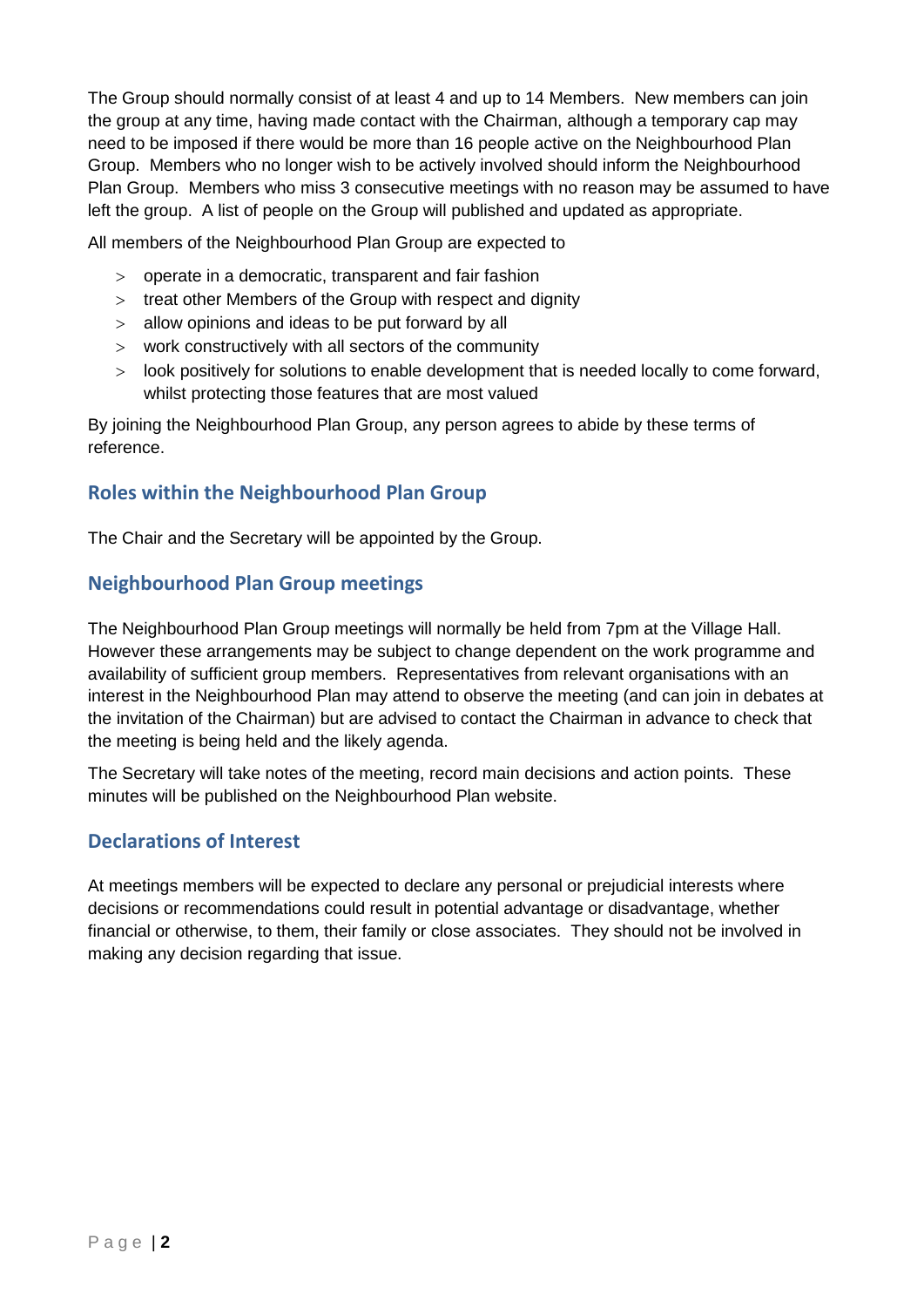The Group should normally consist of at least 4 and up to 14 Members. New members can join the group at any time, having made contact with the Chairman, although a temporary cap may need to be imposed if there would be more than 16 people active on the Neighbourhood Plan Group. Members who no longer wish to be actively involved should inform the Neighbourhood Plan Group. Members who miss 3 consecutive meetings with no reason may be assumed to have left the group. A list of people on the Group will published and updated as appropriate.

All members of the Neighbourhood Plan Group are expected to

- operate in a democratic, transparent and fair fashion
- treat other Members of the Group with respect and dignity
- allow opinions and ideas to be put forward by all
- work constructively with all sectors of the community
- look positively for solutions to enable development that is needed locally to come forward, whilst protecting those features that are most valued

By joining the Neighbourhood Plan Group, any person agrees to abide by these terms of reference.

## Roles within the Neighbourhood Plan Group

The Chair and the Secretary will be appointed by the Group.

## Neighbourhood Plan Group meetings

The Neighbourhood Plan Group meetings will normally be held from 7pm at the Village Hall. However these arrangements may be subject to change dependent on the work programme and availability of sufficient group members. Representatives from relevant organisations with an interest in the Neighbourhood Plan may attend to observe the meeting (and can join in debates at the invitation of the Chairman) but are advised to contact the Chairman in advance to check that the meeting is being held and the likely agenda.

The Secretary will take notes of the meeting, record main decisions and action points. These minutes will be published on the Neighbourhood Plan website.

## Declarations of Interest

At meetings members will be expected to declare any personal or prejudicial interests where decisions or recommendations could result in potential advantage or disadvantage, whether financial or otherwise, to them, their family or close associates. They should not be involved in making any decision regarding that issue.